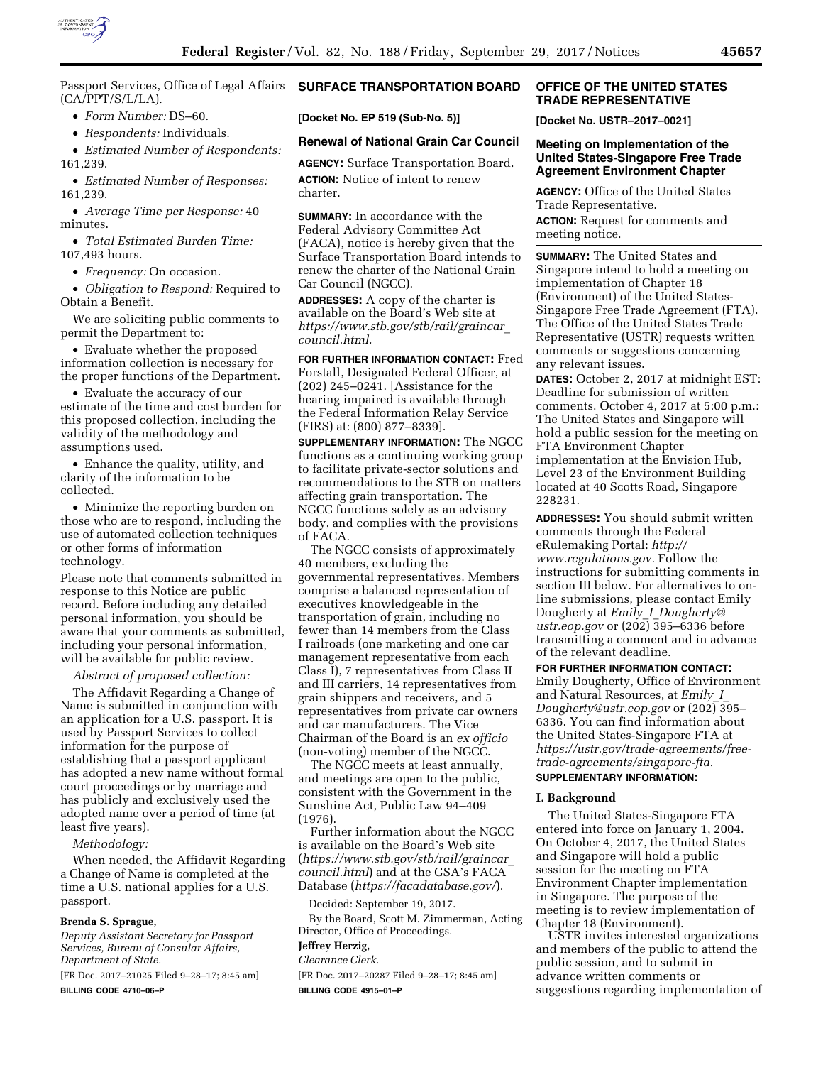Passport Services, Office of Legal Affairs (CA/PPT/S/L/LA).

- *Form Number:* DS–60.
- *Respondents:* Individuals.
- *Estimated Number of Respondents:* 161,239.
- *Estimated Number of Responses:* 161,239.
- *Average Time per Response:* 40 minutes.
- *Total Estimated Burden Time:* 107,493 hours.
- *Frequency:* On occasion.
- *Obligation to Respond:* Required to Obtain a Benefit.

We are soliciting public comments to permit the Department to:

- Evaluate whether the proposed information collection is necessary for the proper functions of the Department.
- Evaluate the accuracy of our estimate of the time and cost burden for this proposed collection, including the validity of the methodology and assumptions used.
- Enhance the quality, utility, and clarity of the information to be collected.
- Minimize the reporting burden on those who are to respond, including the use of automated collection techniques or other forms of information technology.

Please note that comments submitted in response to this Notice are public record. Before including any detailed personal information, you should be aware that your comments as submitted, including your personal information, will be available for public review.

*Abstract of proposed collection:*

The Affidavit Regarding a Change of Name is submitted in conjunction with an application for a U.S. passport. It is used by Passport Services to collect information for the purpose of establishing that a passport applicant has adopted a new name without formal court proceedings or by marriage and has publicly and exclusively used the adopted name over a period of time (at least five years).

*Methodology:*

When needed, the Affidavit Regarding a Change of Name is completed at the time a U.S. national applies for a U.S. passport.

**Brenda S. Sprague,**

*Deputy Assistant Secretary for Passport Services, Bureau of Consular Affairs, Department of State.*

[FR Doc. 2017–21025 Filed 9–28–17; 8:45 am]

**BILLING CODE 4710–06–P**

## SURFACE TRANSPORTATION BOARD

**[Docket No. EP 519 (Sub-No. 5)]**

### Renewal of National Grain Car Council

**AGENCY:** Surface Transportation Board.

**ACTION:** Notice of intent to renew charter.

**SUMMARY:** In accordance with the Federal Advisory Committee Act (FACA), notice is hereby given that the Surface Transportation Board intends to renew the charter of the National Grain Car Council (NGCC).

**ADDRESSES:** A copy of the charter is available on the Board's Web site at *https://www.stb.gov/stb/rail/graincar_council.html.*

**FOR FURTHER INFORMATION CONTACT:** Fred Forstall, Designated Federal Officer, at (202) 245–0241. [Assistance for the hearing impaired is available through the Federal Information Relay Service (FIRS) at: (800) 877–8339].

**SUPPLEMENTARY INFORMATION:** The NGCC functions as a continuing working group to facilitate private-sector solutions and recommendations to the STB on matters affecting grain transportation. The NGCC functions solely as an advisory body, and complies with the provisions of FACA.

The NGCC consists of approximately 40 members, excluding the governmental representatives. Members comprise a balanced representation of executives knowledgeable in the transportation of grain, including no fewer than 14 members from the Class I railroads (one marketing and one car management representative from each Class I), 7 representatives from Class II and III carriers, 14 representatives from grain shippers and receivers, and 5 representatives from private car owners and car manufacturers. The Vice Chairman of the Board is an *ex officio* (non-voting) member of the NGCC.

The NGCC meets at least annually, and meetings are open to the public, consistent with the Government in the Sunshine Act, Public Law 94–409 (1976).

Further information about the NGCC is available on the Board's Web site (*https://www.stb.gov/stb/rail/graincar_council.html*) and at the GSA's FACA Database (*https://facadatabase.gov/*).

Decided: September 19, 2017.

By the Board, Scott M. Zimmerman, Acting Director, Office of Proceedings.

**Jeffrey Herzig,**

*Clearance Clerk.*

[FR Doc. 2017–20287 Filed 9–28–17; 8:45 am]

**BILLING CODE 4915–01–P**

## OFFICE OF THE UNITED STATES TRADE REPRESENTATIVE

**[Docket No. USTR–2017–0021]**

### Meeting on Implementation of the United States-Singapore Free Trade Agreement Environment Chapter

**AGENCY:** Office of the United States Trade Representative.

**ACTION:** Request for comments and meeting notice.

**SUMMARY:** The United States and Singapore intend to hold a meeting on implementation of Chapter 18 (Environment) of the United States-Singapore Free Trade Agreement (FTA). The Office of the United States Trade Representative (USTR) requests written comments or suggestions concerning any relevant issues.

**DATES:** October 2, 2017 at midnight EST: Deadline for submission of written comments. October 4, 2017 at 5:00 p.m.: The United States and Singapore will hold a public session for the meeting on FTA Environment Chapter implementation at the Envision Hub, Level 23 of the Environment Building located at 40 Scotts Road, Singapore 228231.

**ADDRESSES:** You should submit written comments through the Federal eRulemaking Portal: *http://www.regulations.gov.* Follow the instructions for submitting comments in section III below. For alternatives to on-line submissions, please contact Emily Dougherty at *Emily_I_Dougherty@ustr.eop.gov* or (202) 395–6336 before transmitting a comment and in advance of the relevant deadline.

**FOR FURTHER INFORMATION CONTACT:** Emily Dougherty, Office of Environment and Natural Resources, at *Emily_I_Dougherty@ustr.eop.gov* or (202) 395–6336. You can find information about the United States-Singapore FTA at *https://ustr.gov/trade-agreements/free-trade-agreements/singapore-fta.*

**SUPPLEMENTARY INFORMATION:**

#### I. Background

The United States-Singapore FTA entered into force on January 1, 2004. On October 4, 2017, the United States and Singapore will hold a public session for the meeting on FTA Environment Chapter implementation in Singapore. The purpose of the meeting is to review implementation of Chapter 18 (Environment).

USTR invites interested organizations and members of the public to attend the public session, and to submit in advance written comments or suggestions regarding implementation of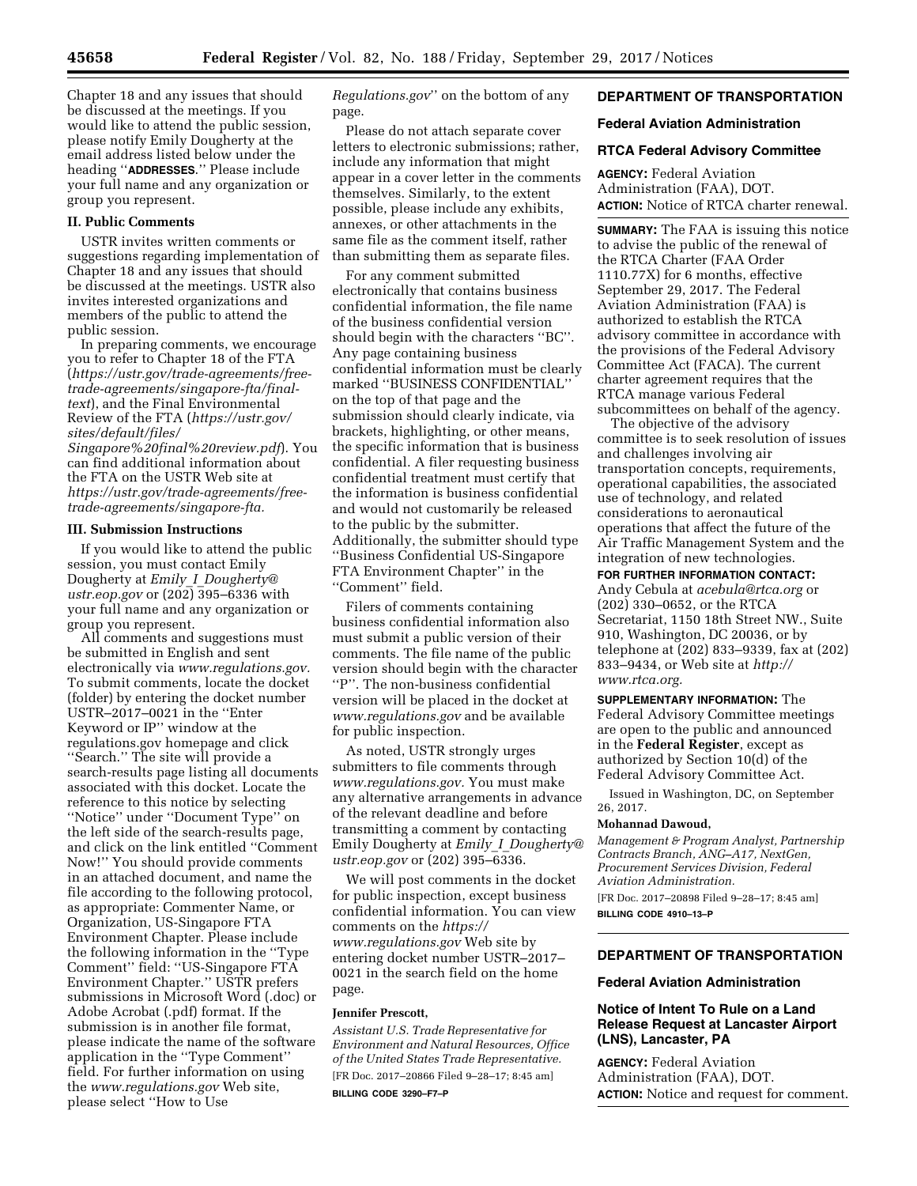Chapter 18 and any issues that should be discussed at the meetings. If you would like to attend the public session, please notify Emily Dougherty at the email address listed below under the heading ''**ADDRESSES**.'' Please include your full name and any organization or group you represent.

### II. Public Comments

USTR invites written comments or suggestions regarding implementation of Chapter 18 and any issues that should be discussed at the meetings. USTR also invites interested organizations and members of the public to attend the public session.

In preparing comments, we encourage you to refer to Chapter 18 of the FTA (*https://ustr.gov/trade-agreements/free-trade-agreements/singapore-fta/final-text*), and the Final Environmental Review of the FTA (*https://ustr.gov/sites/default/files/Singapore%20final%20review.pdf*). You can find additional information about the FTA on the USTR Web site at *https://ustr.gov/trade-agreements/free-trade-agreements/singapore-fta.*

### III. Submission Instructions

If you would like to attend the public session, you must contact Emily Dougherty at *Emily_I_Dougherty@ustr.eop.gov* or (202) 395–6336 with your full name and any organization or group you represent.

All comments and suggestions must be submitted in English and sent electronically via *www.regulations.gov.* To submit comments, locate the docket (folder) by entering the docket number USTR–2017–0021 in the ''Enter Keyword or IP'' window at the regulations.gov homepage and click ''Search.'' The site will provide a search-results page listing all documents associated with this docket. Locate the reference to this notice by selecting ''Notice'' under ''Document Type'' on the left side of the search-results page, and click on the link entitled ''Comment Now!'' You should provide comments in an attached document, and name the file according to the following protocol, as appropriate: Commenter Name, or Organization, US-Singapore FTA Environment Chapter. Please include the following information in the ''Type Comment'' field: ''US-Singapore FTA Environment Chapter.'' USTR prefers submissions in Microsoft Word (.doc) or Adobe Acrobat (.pdf) format. If the submission is in another file format, please indicate the name of the software application in the ''Type Comment'' field. For further information on using the *www.regulations.gov* Web site, please select ''How to Use *Regulations.gov*'' on the bottom of any page.

Please do not attach separate cover letters to electronic submissions; rather, include any information that might appear in a cover letter in the comments themselves. Similarly, to the extent possible, please include any exhibits, annexes, or other attachments in the same file as the comment itself, rather than submitting them as separate files.

For any comment submitted electronically that contains business confidential information, the file name of the business confidential version should begin with the characters ''BC''. Any page containing business confidential information must be clearly marked ''BUSINESS CONFIDENTIAL'' on the top of that page and the submission should clearly indicate, via brackets, highlighting, or other means, the specific information that is business confidential. A filer requesting business confidential treatment must certify that the information is business confidential and would not customarily be released to the public by the submitter. Additionally, the submitter should type ''Business Confidential US-Singapore FTA Environment Chapter'' in the ''Comment'' field.

Filers of comments containing business confidential information also must submit a public version of their comments. The file name of the public version should begin with the character ''P''. The non-business confidential version will be placed in the docket at *www.regulations.gov* and be available for public inspection.

As noted, USTR strongly urges submitters to file comments through *www.regulations.gov.* You must make any alternative arrangements in advance of the relevant deadline and before transmitting a comment by contacting Emily Dougherty at *Emily_I_Dougherty@ustr.eop.gov* or (202) 395–6336.

We will post comments in the docket for public inspection, except business confidential information. You can view comments on the *https://www.regulations.gov* Web site by entering docket number USTR–2017–0021 in the search field on the home page.

**Jennifer Prescott,**

*Assistant U.S. Trade Representative for Environment and Natural Resources, Office of the United States Trade Representative.*

[FR Doc. 2017–20866 Filed 9–28–17; 8:45 am]

**BILLING CODE 3290–F7–P**

## DEPARTMENT OF TRANSPORTATION

### Federal Aviation Administration

### RTCA Federal Advisory Committee

**AGENCY:** Federal Aviation Administration (FAA), DOT.

**ACTION:** Notice of RTCA charter renewal.

**SUMMARY:** The FAA is issuing this notice to advise the public of the renewal of the RTCA Charter (FAA Order 1110.77X) for 6 months, effective September 29, 2017. The Federal Aviation Administration (FAA) is authorized to establish the RTCA advisory committee in accordance with the provisions of the Federal Advisory Committee Act (FACA). The current charter agreement requires that the RTCA manage various Federal subcommittees on behalf of the agency.

The objective of the advisory committee is to seek resolution of issues and challenges involving air transportation concepts, requirements, operational capabilities, the associated use of technology, and related considerations to aeronautical operations that affect the future of the Air Traffic Management System and the integration of new technologies.

**FOR FURTHER INFORMATION CONTACT:** Andy Cebula at *acebula@rtca.org* or (202) 330–0652, or the RTCA Secretariat, 1150 18th Street NW., Suite 910, Washington, DC 20036, or by telephone at (202) 833–9339, fax at (202) 833–9434, or Web site at *http://www.rtca.org.*

**SUPPLEMENTARY INFORMATION:** The Federal Advisory Committee meetings are open to the public and announced in the **Federal Register**, except as authorized by Section 10(d) of the Federal Advisory Committee Act.

Issued in Washington, DC, on September 26, 2017.

**Mohannad Dawoud,**

*Management & Program Analyst, Partnership Contracts Branch, ANG–A17, NextGen, Procurement Services Division, Federal Aviation Administration.*

[FR Doc. 2017–20898 Filed 9–28–17; 8:45 am]

**BILLING CODE 4910–13–P**

## DEPARTMENT OF TRANSPORTATION

### Federal Aviation Administration

### Notice of Intent To Rule on a Land Release Request at Lancaster Airport (LNS), Lancaster, PA

**AGENCY:** Federal Aviation Administration (FAA), DOT.

**ACTION:** Notice and request for comment.